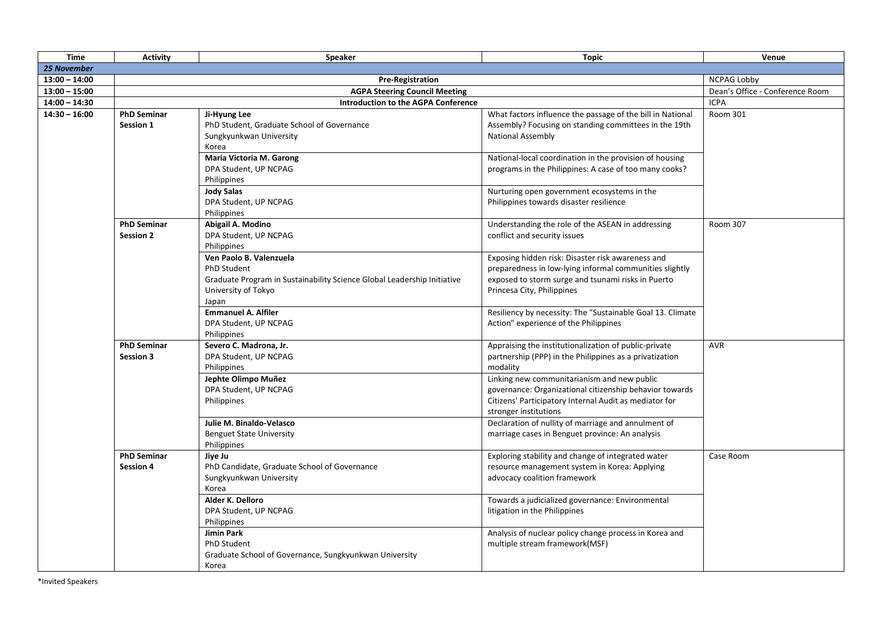| Time | Activity | Speaker | Topic | Venue |
|---|---|---|---|---|
| ***25 November*** | | | | |
| **13:00 – 14:00** | **Pre-Registration** | | | NCPAG Lobby |
| **13:00 – 15:00** | **AGPA Steering Council Meeting** | | | Dean's Office - Conference Room |
| **14:00 – 14:30** | **Introduction to the AGPA Conference** | | | ICPA |
| **14:30 – 16:00** | **PhD Seminar Session 1** | **Ji-Hyung Lee**<br>PhD Student, Graduate School of Governance<br>Sungkyunkwan University<br>Korea | What factors influence the passage of the bill in National Assembly? Focusing on standing committees in the 19th National Assembly | Room 301 |
| | | **Maria Victoria M. Garong**<br>DPA Student, UP NCPAG<br>Philippines | National-local coordination in the provision of housing programs in the Philippines: A case of too many cooks? | |
| | | **Jody Salas**<br>DPA Student, UP NCPAG<br>Philippines | Nurturing open government ecosystems in the Philippines towards disaster resilience | |
| | **PhD Seminar Session 2** | **Abigail A. Modino**<br>DPA Student, UP NCPAG<br>Philippines | Understanding the role of the ASEAN in addressing conflict and security issues | Room 307 |
| | | **Ven Paolo B. Valenzuela**<br>PhD Student<br>Graduate Program in Sustainability Science Global Leadership Initiative<br>University of Tokyo<br>Japan | Exposing hidden risk: Disaster risk awareness and preparedness in low-lying informal communities slightly exposed to storm surge and tsunami risks in Puerto Princesa City, Philippines | |
| | | **Emmanuel A. Alfiler**<br>DPA Student, UP NCPAG<br>Philippines | Resiliency by necessity: The "Sustainable Goal 13. Climate Action" experience of the Philippines | |
| | **PhD Seminar Session 3** | **Severo C. Madrona, Jr.**<br>DPA Student, UP NCPAG<br>Philippines | Appraising the institutionalization of public-private partnership (PPP) in the Philippines as a privatization modality | AVR |
| | | **Jephte Olimpo Muñez**<br>DPA Student, UP NCPAG<br>Philippines | Linking new communitarianism and new public governance: Organizational citizenship behavior towards Citizens' Participatory Internal Audit as mediator for stronger institutions | |
| | | **Julie M. Binaldo-Velasco**<br>Benguet State University<br>Philippines | Declaration of nullity of marriage and annulment of marriage cases in Benguet province: An analysis | |
| | **PhD Seminar Session 4** | **Jiye Ju**<br>PhD Candidate, Graduate School of Governance<br>Sungkyunkwan University<br>Korea | Exploring stability and change of integrated water resource management system in Korea: Applying advocacy coalition framework | Case Room |
| | | **Alder K. Delloro**<br>DPA Student, UP NCPAG<br>Philippines | Towards a judicialized governance: Environmental litigation in the Philippines | |
| | | **Jimin Park**<br>PhD Student<br>Graduate School of Governance, Sungkyunkwan University<br>Korea | Analysis of nuclear policy change process in Korea and multiple stream framework(MSF) | |

*Invited Speakers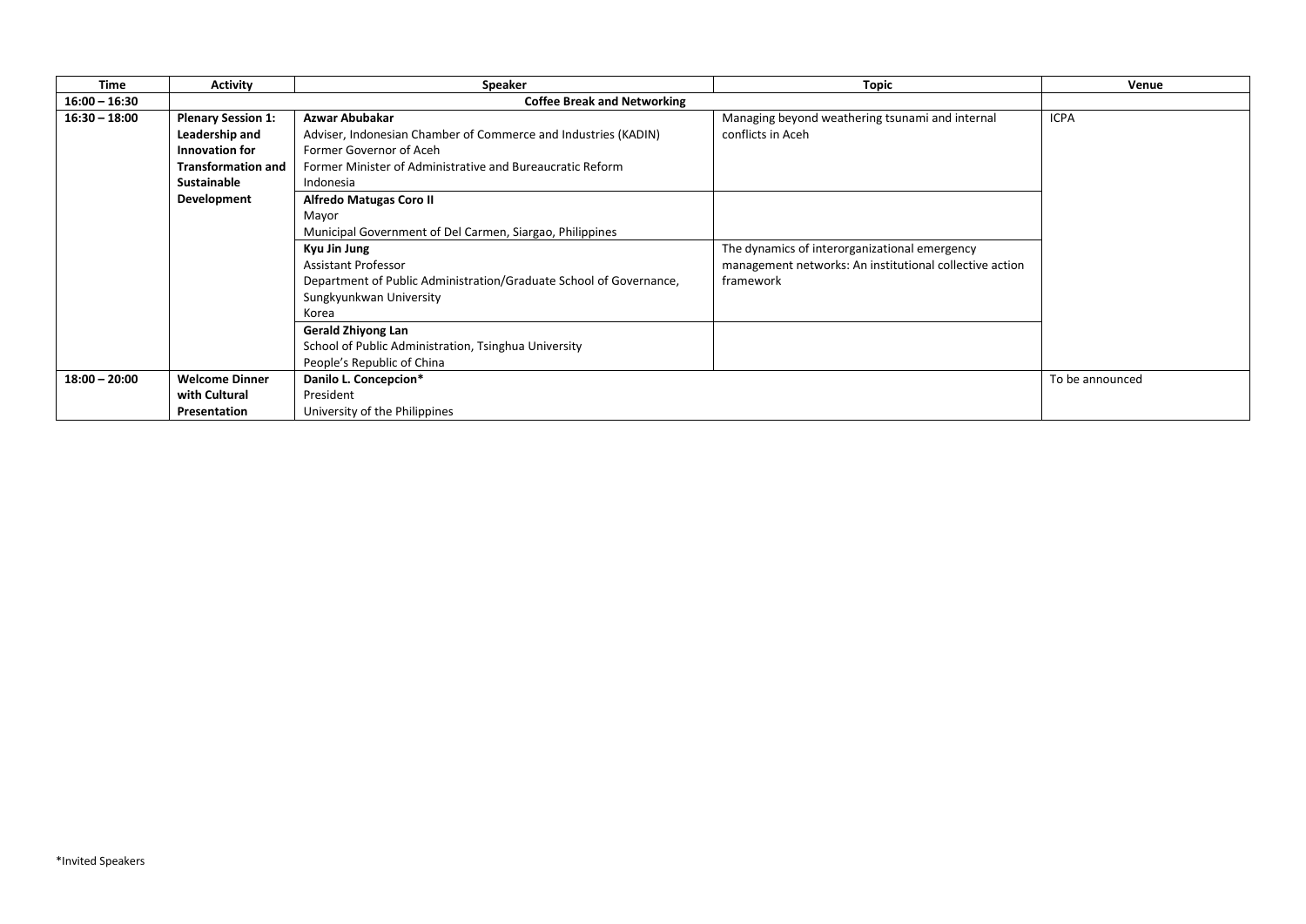| Time | Activity | Speaker | Topic | Venue |
|---|---|---|---|---|
| **16:00 – 16:30** | **Coffee Break and Networking** | | | |
| **16:30 – 18:00** | **Plenary Session 1: Leadership and Innovation for Transformation and Sustainable Development** | **Azwar Abubakar**<br>Adviser, Indonesian Chamber of Commerce and Industries (KADIN)<br>Former Governor of Aceh<br>Former Minister of Administrative and Bureaucratic Reform<br>Indonesia | Managing beyond weathering tsunami and internal conflicts in Aceh | ICPA |
| | | **Alfredo Matugas Coro II**<br>Mayor<br>Municipal Government of Del Carmen, Siargao, Philippines | | |
| | | **Kyu Jin Jung**<br>Assistant Professor<br>Department of Public Administration/Graduate School of Governance, Sungkyunkwan University<br>Korea | The dynamics of interorganizational emergency management networks: An institutional collective action framework | |
| | | **Gerald Zhiyong Lan**<br>School of Public Administration, Tsinghua University<br>People's Republic of China | | |
| **18:00 – 20:00** | **Welcome Dinner with Cultural Presentation** | **Danilo L. Concepcion***<br>President<br>University of the Philippines | | To be announced |

*Invited Speakers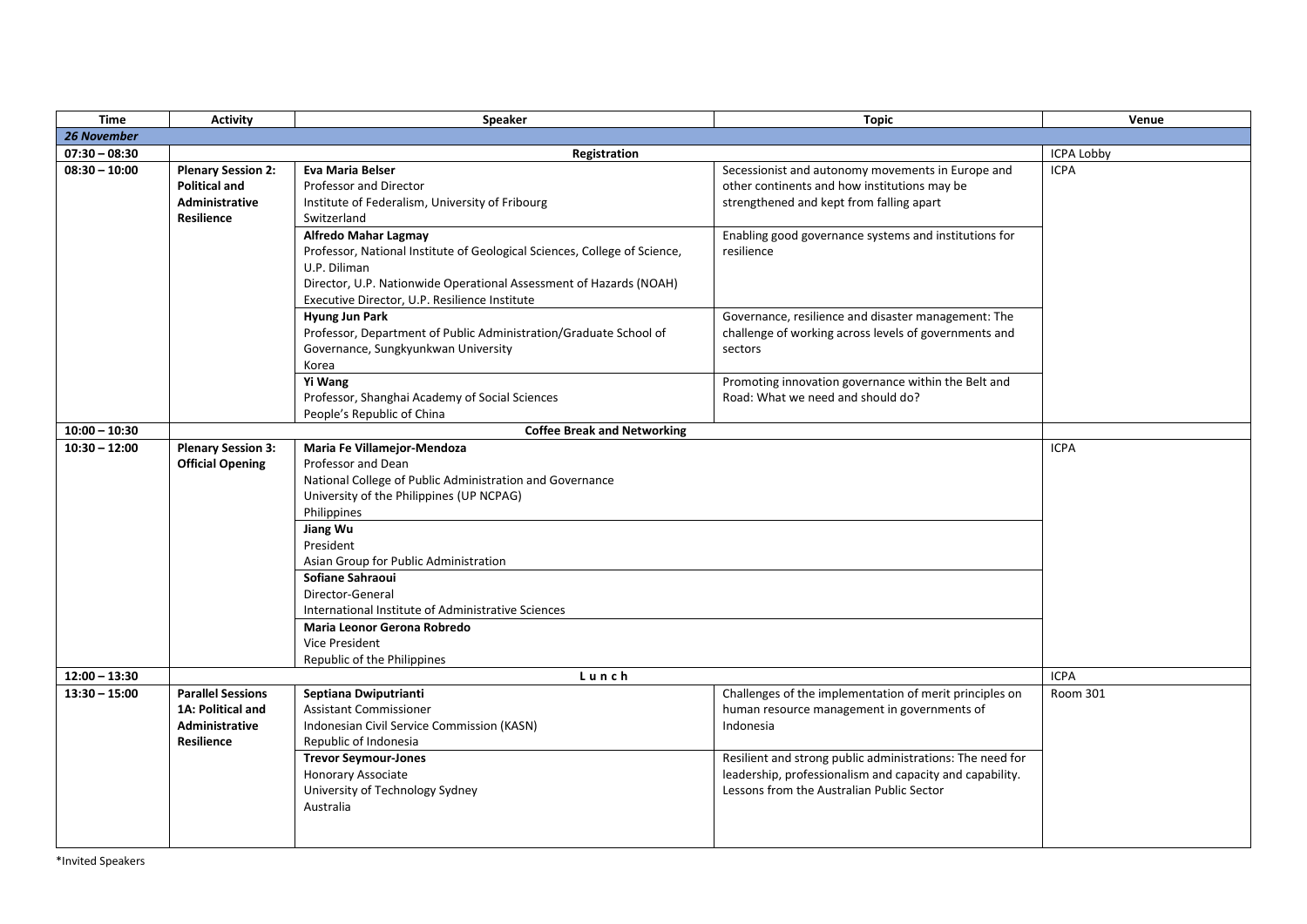| Time | Activity | Speaker | Topic | Venue |
|---|---|---|---|---|
| ***26 November*** | | | | |
| **07:30 – 08:30** | | **Registration** | | ICPA Lobby |
| **08:30 – 10:00** | **Plenary Session 2: Political and Administrative Resilience** | **Eva Maria Belser**<br>Professor and Director<br>Institute of Federalism, University of Fribourg<br>Switzerland | Secessionist and autonomy movements in Europe and other continents and how institutions may be strengthened and kept from falling apart | ICPA |
| | | **Alfredo Mahar Lagmay**<br>Professor, National Institute of Geological Sciences, College of Science, U.P. Diliman<br>Director, U.P. Nationwide Operational Assessment of Hazards (NOAH)<br>Executive Director, U.P. Resilience Institute | Enabling good governance systems and institutions for resilience | |
| | | **Hyung Jun Park**<br>Professor, Department of Public Administration/Graduate School of Governance, Sungkyunkwan University<br>Korea | Governance, resilience and disaster management: The challenge of working across levels of governments and sectors | |
| | | **Yi Wang**<br>Professor, Shanghai Academy of Social Sciences<br>People's Republic of China | Promoting innovation governance within the Belt and Road: What we need and should do? | |
| **10:00 – 10:30** | | **Coffee Break and Networking** | | |
| **10:30 – 12:00** | **Plenary Session 3: Official Opening** | **Maria Fe Villamejor-Mendoza**<br>Professor and Dean<br>National College of Public Administration and Governance<br>University of the Philippines (UP NCPAG)<br>Philippines | | ICPA |
| | | **Jiang Wu**<br>President<br>Asian Group for Public Administration | | |
| | | **Sofiane Sahraoui**<br>Director-General<br>International Institute of Administrative Sciences | | |
| | | **Maria Leonor Gerona Robredo**<br>Vice President<br>Republic of the Philippines | | |
| **12:00 – 13:30** | | **L u n c h** | | ICPA |
| **13:30 – 15:00** | **Parallel Sessions 1A: Political and Administrative Resilience** | **Septiana Dwiputrianti**<br>Assistant Commissioner<br>Indonesian Civil Service Commission (KASN)<br>Republic of Indonesia | Challenges of the implementation of merit principles on human resource management in governments of Indonesia | Room 301 |
| | | **Trevor Seymour-Jones**<br>Honorary Associate<br>University of Technology Sydney<br>Australia | Resilient and strong public administrations: The need for leadership, professionalism and capacity and capability. Lessons from the Australian Public Sector | |

*Invited Speakers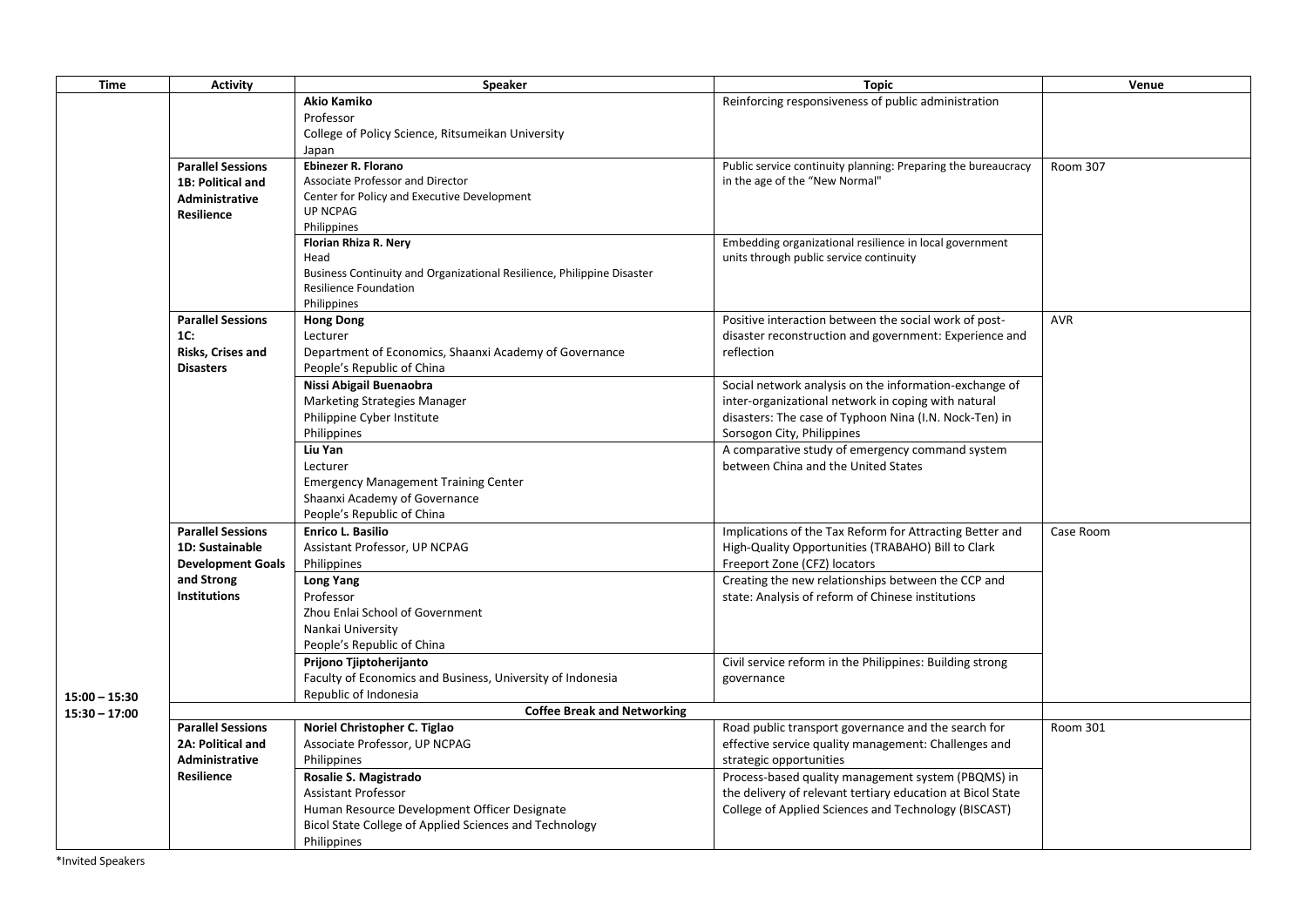| Time | Activity | Speaker | Topic | Venue |
|---|---|---|---|---|
| | | **Akio Kamiko**<br>Professor<br>College of Policy Science, Ritsumeikan University<br>Japan | Reinforcing responsiveness of public administration | |
| | **Parallel Sessions 1B: Political and Administrative Resilience** | **Ebinezer R. Florano**<br>Associate Professor and Director<br>Center for Policy and Executive Development<br>UP NCPAG<br>Philippines | Public service continuity planning: Preparing the bureaucracy in the age of the "New Normal" | Room 307 |
| | | **Florian Rhiza R. Nery**<br>Head<br>Business Continuity and Organizational Resilience, Philippine Disaster Resilience Foundation<br>Philippines | Embedding organizational resilience in local government units through public service continuity | |
| | **Parallel Sessions 1C: Risks, Crises and Disasters** | **Hong Dong**<br>Lecturer<br>Department of Economics, Shaanxi Academy of Governance<br>People's Republic of China | Positive interaction between the social work of post-disaster reconstruction and government: Experience and reflection | AVR |
| | | **Nissi Abigail Buenaobra**<br>Marketing Strategies Manager<br>Philippine Cyber Institute<br>Philippines | Social network analysis on the information-exchange of inter-organizational network in coping with natural disasters: The case of Typhoon Nina (I.N. Nock-Ten) in Sorsogon City, Philippines | |
| | | **Liu Yan**<br>Lecturer<br>Emergency Management Training Center<br>Shaanxi Academy of Governance<br>People's Republic of China | A comparative study of emergency command system between China and the United States | |
| | **Parallel Sessions 1D: Sustainable Development Goals and Strong Institutions** | **Enrico L. Basilio**<br>Assistant Professor, UP NCPAG<br>Philippines | Implications of the Tax Reform for Attracting Better and High-Quality Opportunities (TRABAHO) Bill to Clark Freeport Zone (CFZ) locators | Case Room |
| | | **Long Yang**<br>Professor<br>Zhou Enlai School of Government<br>Nankai University<br>People's Republic of China | Creating the new relationships between the CCP and state: Analysis of reform of Chinese institutions | |
| | | **Prijono Tjiptoherijanto**<br>Faculty of Economics and Business, University of Indonesia<br>Republic of Indonesia | Civil service reform in the Philippines: Building strong governance | |
| 15:00 – 15:30 | | **Coffee Break and Networking** | | |
| 15:30 – 17:00 | **Parallel Sessions 2A: Political and Administrative Resilience** | **Noriel Christopher C. Tiglao**<br>Associate Professor, UP NCPAG<br>Philippines | Road public transport governance and the search for effective service quality management: Challenges and strategic opportunities | Room 301 |
| | | **Rosalie S. Magistrado**<br>Assistant Professor<br>Human Resource Development Officer Designate<br>Bicol State College of Applied Sciences and Technology<br>Philippines | Process-based quality management system (PBQMS) in the delivery of relevant tertiary education at Bicol State College of Applied Sciences and Technology (BISCAST) | |

*Invited Speakers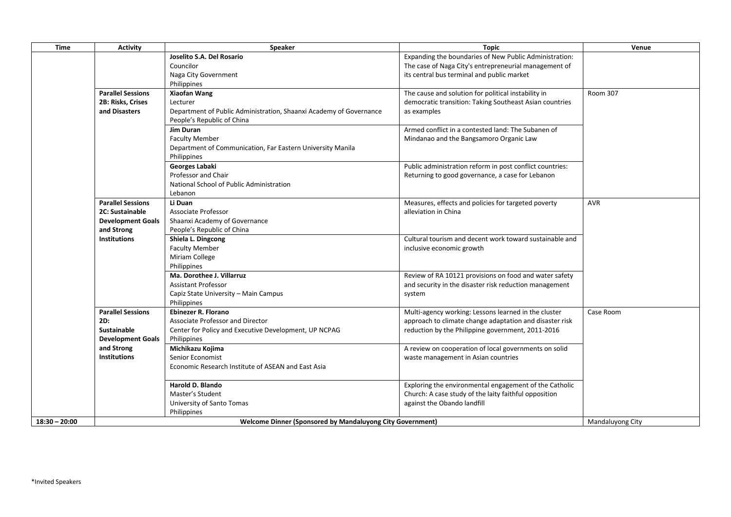| Time | Activity | Speaker | Topic | Venue |
| --- | --- | --- | --- | --- |
| | | **Joselito S.A. Del Rosario**<br>Councilor<br>Naga City Government<br>Philippines | Expanding the boundaries of New Public Administration: The case of Naga City's entrepreneurial management of its central bus terminal and public market | |
| | **Parallel Sessions 2B: Risks, Crises and Disasters** | **Xiaofan Wang**<br>Lecturer<br>Department of Public Administration, Shaanxi Academy of Governance<br>People's Republic of China | The cause and solution for political instability in democratic transition: Taking Southeast Asian countries as examples | Room 307 |
| | | **Jim Duran**<br>Faculty Member<br>Department of Communication, Far Eastern University Manila<br>Philippines | Armed conflict in a contested land: The Subanen of Mindanao and the Bangsamoro Organic Law | |
| | | **Georges Labaki**<br>Professor and Chair<br>National School of Public Administration<br>Lebanon | Public administration reform in post conflict countries: Returning to good governance, a case for Lebanon | |
| | **Parallel Sessions 2C: Sustainable Development Goals and Strong Institutions** | **Li Duan**<br>Associate Professor<br>Shaanxi Academy of Governance<br>People's Republic of China | Measures, effects and policies for targeted poverty alleviation in China | AVR |
| | | **Shiela L. Dingcong**<br>Faculty Member<br>Miriam College<br>Philippines | Cultural tourism and decent work toward sustainable and inclusive economic growth | |
| | | **Ma. Dorothee J. Villarruz**<br>Assistant Professor<br>Capiz State University – Main Campus<br>Philippines | Review of RA 10121 provisions on food and water safety and security in the disaster risk reduction management system | |
| | **Parallel Sessions 2D: Sustainable Development Goals and Strong Institutions** | **Ebinezer R. Florano**<br>Associate Professor and Director<br>Center for Policy and Executive Development, UP NCPAG<br>Philippines | Multi-agency working: Lessons learned in the cluster approach to climate change adaptation and disaster risk reduction by the Philippine government, 2011-2016 | Case Room |
| | | **Michikazu Kojima**<br>Senior Economist<br>Economic Research Institute of ASEAN and East Asia | A review on cooperation of local governments on solid waste management in Asian countries | |
| | | **Harold D. Blando**<br>Master's Student<br>University of Santo Tomas<br>Philippines | Exploring the environmental engagement of the Catholic Church: A case study of the laity faithful opposition against the Obando landfill | |
| **18:30 – 20:00** | **Welcome Dinner (Sponsored by Mandaluyong City Government)** | | | Mandaluyong City |

*Invited Speakers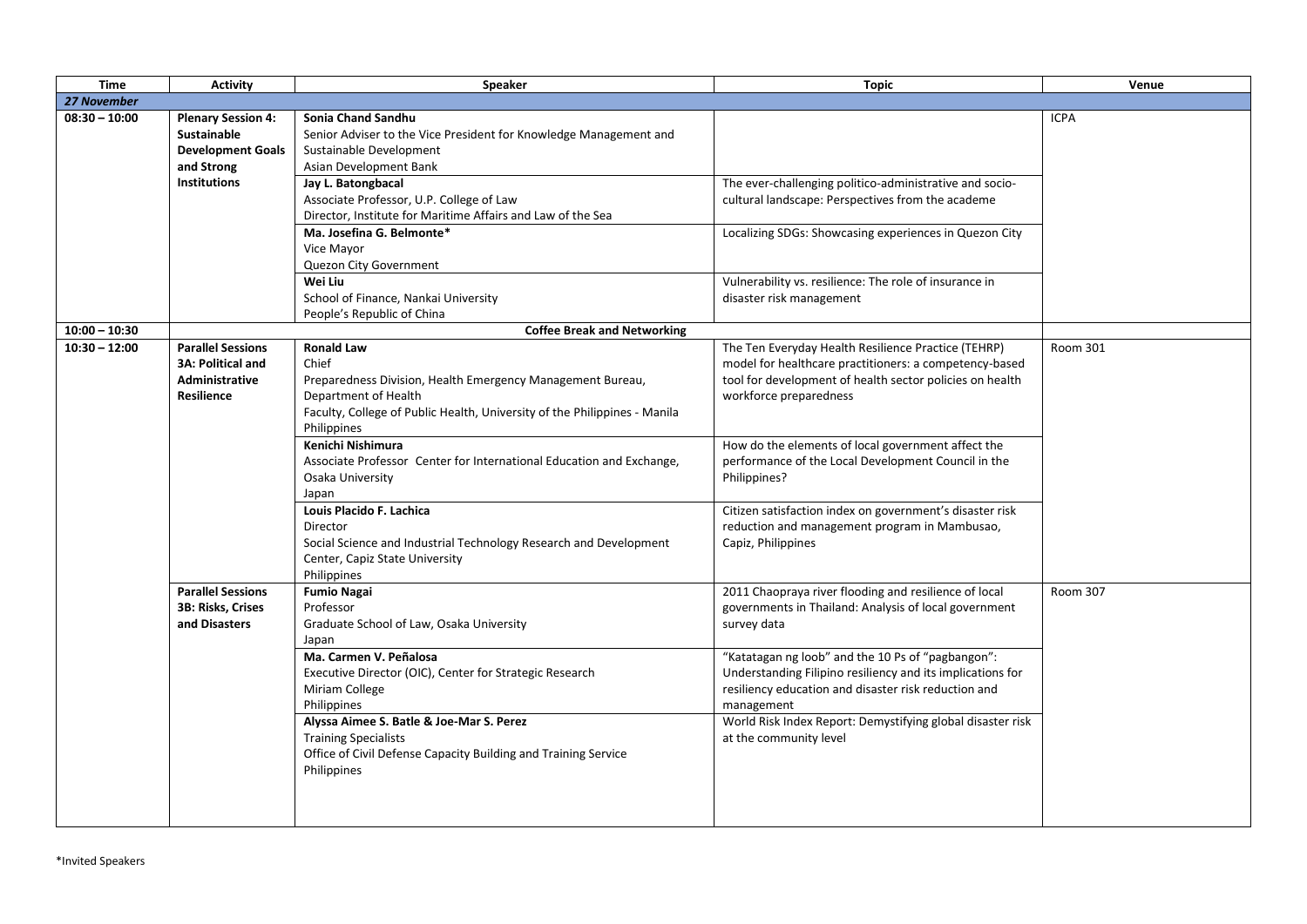| Time | Activity | Speaker | Topic | Venue |
|---|---|---|---|---|
| ***27 November*** | | | | |
| **08:30 – 10:00** | **Plenary Session 4: Sustainable Development Goals and Strong Institutions** | **Sonia Chand Sandhu**<br>Senior Adviser to the Vice President for Knowledge Management and Sustainable Development<br>Asian Development Bank | | ICPA |
| | | **Jay L. Batongbacal**<br>Associate Professor, U.P. College of Law<br>Director, Institute for Maritime Affairs and Law of the Sea | The ever-challenging politico-administrative and socio-cultural landscape: Perspectives from the academe | |
| | | **Ma. Josefina G. Belmonte***<br>Vice Mayor<br>Quezon City Government | Localizing SDGs: Showcasing experiences in Quezon City | |
| | | **Wei Liu**<br>School of Finance, Nankai University<br>People's Republic of China | Vulnerability vs. resilience: The role of insurance in disaster risk management | |
| **10:00 – 10:30** | | **Coffee Break and Networking** | | |
| **10:30 – 12:00** | **Parallel Sessions 3A: Political and Administrative Resilience** | **Ronald Law**<br>Chief<br>Preparedness Division, Health Emergency Management Bureau, Department of Health<br>Faculty, College of Public Health, University of the Philippines - Manila<br>Philippines | The Ten Everyday Health Resilience Practice (TEHRP) model for healthcare practitioners: a competency-based tool for development of health sector policies on health workforce preparedness | Room 301 |
| | | **Kenichi Nishimura**<br>Associate Professor Center for International Education and Exchange, Osaka University<br>Japan | How do the elements of local government affect the performance of the Local Development Council in the Philippines? | |
| | | **Louis Placido F. Lachica**<br>Director<br>Social Science and Industrial Technology Research and Development Center, Capiz State University<br>Philippines | Citizen satisfaction index on government's disaster risk reduction and management program in Mambusao, Capiz, Philippines | |
| | **Parallel Sessions 3B: Risks, Crises and Disasters** | **Fumio Nagai**<br>Professor<br>Graduate School of Law, Osaka University<br>Japan | 2011 Chaopraya river flooding and resilience of local governments in Thailand: Analysis of local government survey data | Room 307 |
| | | **Ma. Carmen V. Peñalosa**<br>Executive Director (OIC), Center for Strategic Research<br>Miriam College<br>Philippines | "Katatagan ng loob" and the 10 Ps of "pagbangon": Understanding Filipino resiliency and its implications for resiliency education and disaster risk reduction and management | |
| | | **Alyssa Aimee S. Batle & Joe-Mar S. Perez**<br>Training Specialists<br>Office of Civil Defense Capacity Building and Training Service<br>Philippines | World Risk Index Report: Demystifying global disaster risk at the community level | |

*Invited Speakers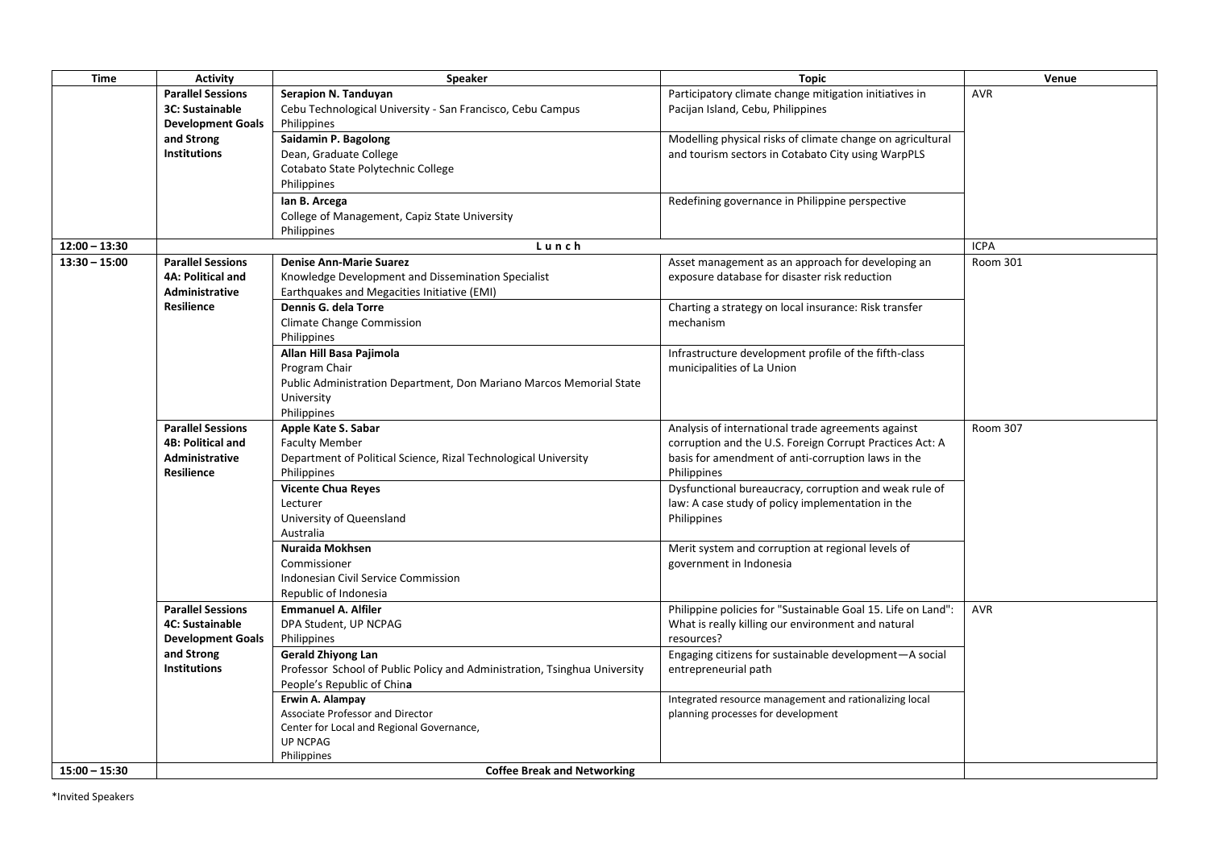| Time | Activity | Speaker | Topic | Venue |
|---|---|---|---|---|
| | **Parallel Sessions 3C: Sustainable Development Goals and Strong Institutions** | **Serapion N. Tanduyan**<br>Cebu Technological University - San Francisco, Cebu Campus<br>Philippines | Participatory climate change mitigation initiatives in Pacijan Island, Cebu, Philippines | AVR |
| | | **Saidamin P. Bagolong**<br>Dean, Graduate College<br>Cotabato State Polytechnic College<br>Philippines | Modelling physical risks of climate change on agricultural and tourism sectors in Cotabato City using WarpPLS | |
| | | **Ian B. Arcega**<br>College of Management, Capiz State University<br>Philippines | Redefining governance in Philippine perspective | |
| **12:00 – 13:30** | | L u n c h | | ICPA |
| **13:30 – 15:00** | **Parallel Sessions 4A: Political and Administrative Resilience** | **Denise Ann-Marie Suarez**<br>Knowledge Development and Dissemination Specialist<br>Earthquakes and Megacities Initiative (EMI) | Asset management as an approach for developing an exposure database for disaster risk reduction | Room 301 |
| | | **Dennis G. dela Torre**<br>Climate Change Commission<br>Philippines | Charting a strategy on local insurance: Risk transfer mechanism | |
| | | **Allan Hill Basa Pajimola**<br>Program Chair<br>Public Administration Department, Don Mariano Marcos Memorial State University<br>Philippines | Infrastructure development profile of the fifth-class municipalities of La Union | |
| | **Parallel Sessions 4B: Political and Administrative Resilience** | **Apple Kate S. Sabar**<br>Faculty Member<br>Department of Political Science, Rizal Technological University<br>Philippines | Analysis of international trade agreements against corruption and the U.S. Foreign Corrupt Practices Act: A basis for amendment of anti-corruption laws in the Philippines | Room 307 |
| | | **Vicente Chua Reyes**<br>Lecturer<br>University of Queensland<br>Australia | Dysfunctional bureaucracy, corruption and weak rule of law: A case study of policy implementation in the Philippines | |
| | | **Nuraida Mokhsen**<br>Commissioner<br>Indonesian Civil Service Commission<br>Republic of Indonesia | Merit system and corruption at regional levels of government in Indonesia | |
| | **Parallel Sessions 4C: Sustainable Development Goals and Strong Institutions** | **Emmanuel A. Alfiler**<br>DPA Student, UP NCPAG<br>Philippines | Philippine policies for "Sustainable Goal 15. Life on Land": What is really killing our environment and natural resources? | AVR |
| | | **Gerald Zhiyong Lan**<br>Professor School of Public Policy and Administration, Tsinghua University<br>People's Republic of China | Engaging citizens for sustainable development—A social entrepreneurial path | |
| | | **Erwin A. Alampay**<br>Associate Professor and Director<br>Center for Local and Regional Governance,<br>UP NCPAG<br>Philippines | Integrated resource management and rationalizing local planning processes for development | |
| **15:00 – 15:30** | | **Coffee Break and Networking** | | |

*Invited Speakers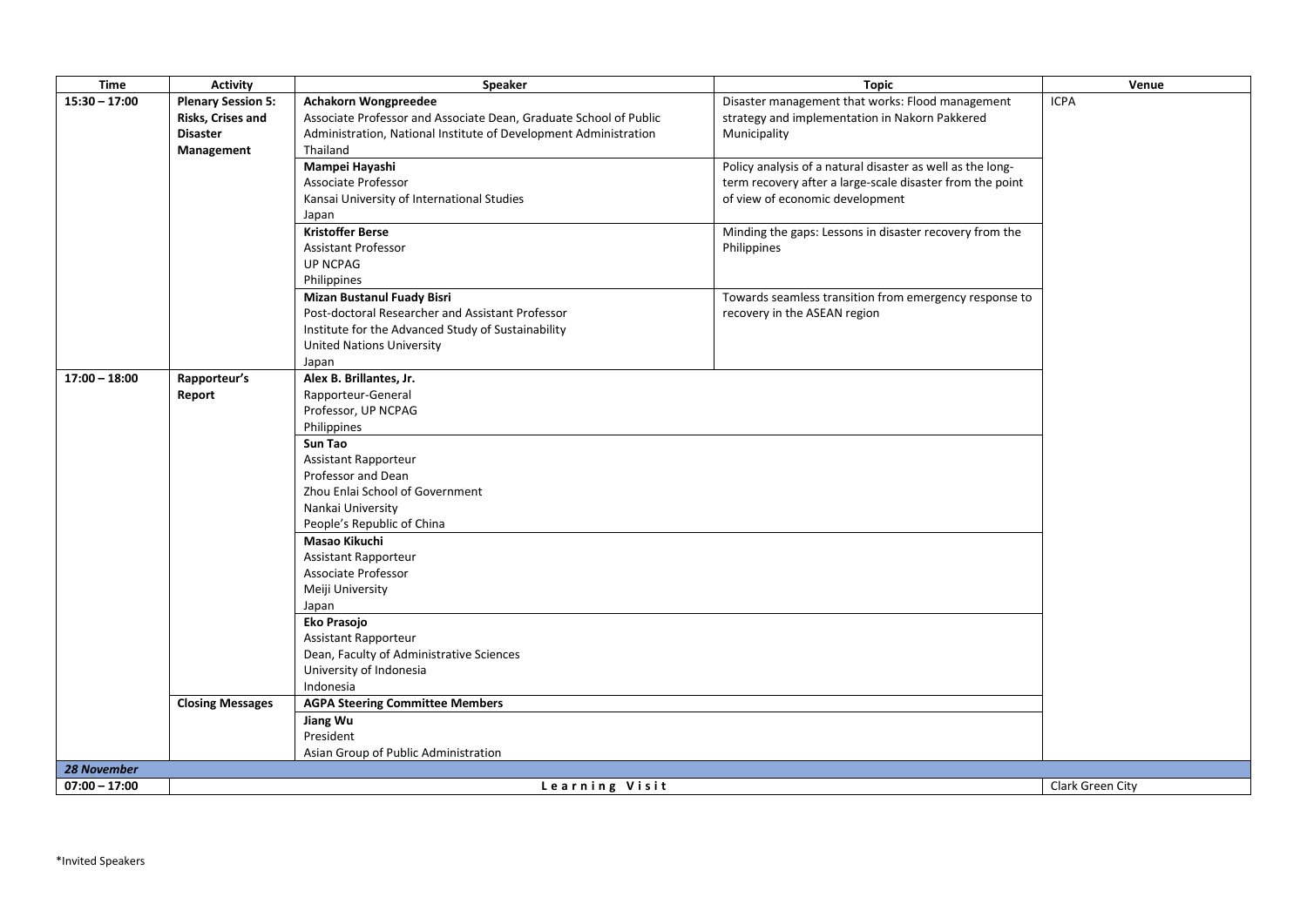| Time | Activity | Speaker | Topic | Venue |
|---|---|---|---|---|
| 15:30 – 17:00 | **Plenary Session 5: Risks, Crises and Disaster Management** | **Achakorn Wongpreedee**<br>Associate Professor and Associate Dean, Graduate School of Public Administration, National Institute of Development Administration<br>Thailand | Disaster management that works: Flood management strategy and implementation in Nakorn Pakkered Municipality | ICPA |
| | | **Mampei Hayashi**<br>Associate Professor<br>Kansai University of International Studies<br>Japan | Policy analysis of a natural disaster as well as the long-term recovery after a large-scale disaster from the point of view of economic development | |
| | | **Kristoffer Berse**<br>Assistant Professor<br>UP NCPAG<br>Philippines | Minding the gaps: Lessons in disaster recovery from the Philippines | |
| | | **Mizan Bustanul Fuady Bisri**<br>Post-doctoral Researcher and Assistant Professor<br>Institute for the Advanced Study of Sustainability<br>United Nations University<br>Japan | Towards seamless transition from emergency response to recovery in the ASEAN region | |
| 17:00 – 18:00 | **Rapporteur's Report** | **Alex B. Brillantes, Jr.**<br>Rapporteur-General<br>Professor, UP NCPAG<br>Philippines | | |
| | | **Sun Tao**<br>Assistant Rapporteur<br>Professor and Dean<br>Zhou Enlai School of Government<br>Nankai University<br>People's Republic of China | | |
| | | **Masao Kikuchi**<br>Assistant Rapporteur<br>Associate Professor<br>Meiji University<br>Japan | | |
| | | **Eko Prasojo**<br>Assistant Rapporteur<br>Dean, Faculty of Administrative Sciences<br>University of Indonesia<br>Indonesia | | |
| | **Closing Messages** | **AGPA Steering Committee Members** | | |
| | | **Jiang Wu**<br>President<br>Asian Group of Public Administration | | |
| ***28 November*** | | | | |
| 07:00 – 17:00 | | Learning Visit | | Clark Green City |

*Invited Speakers